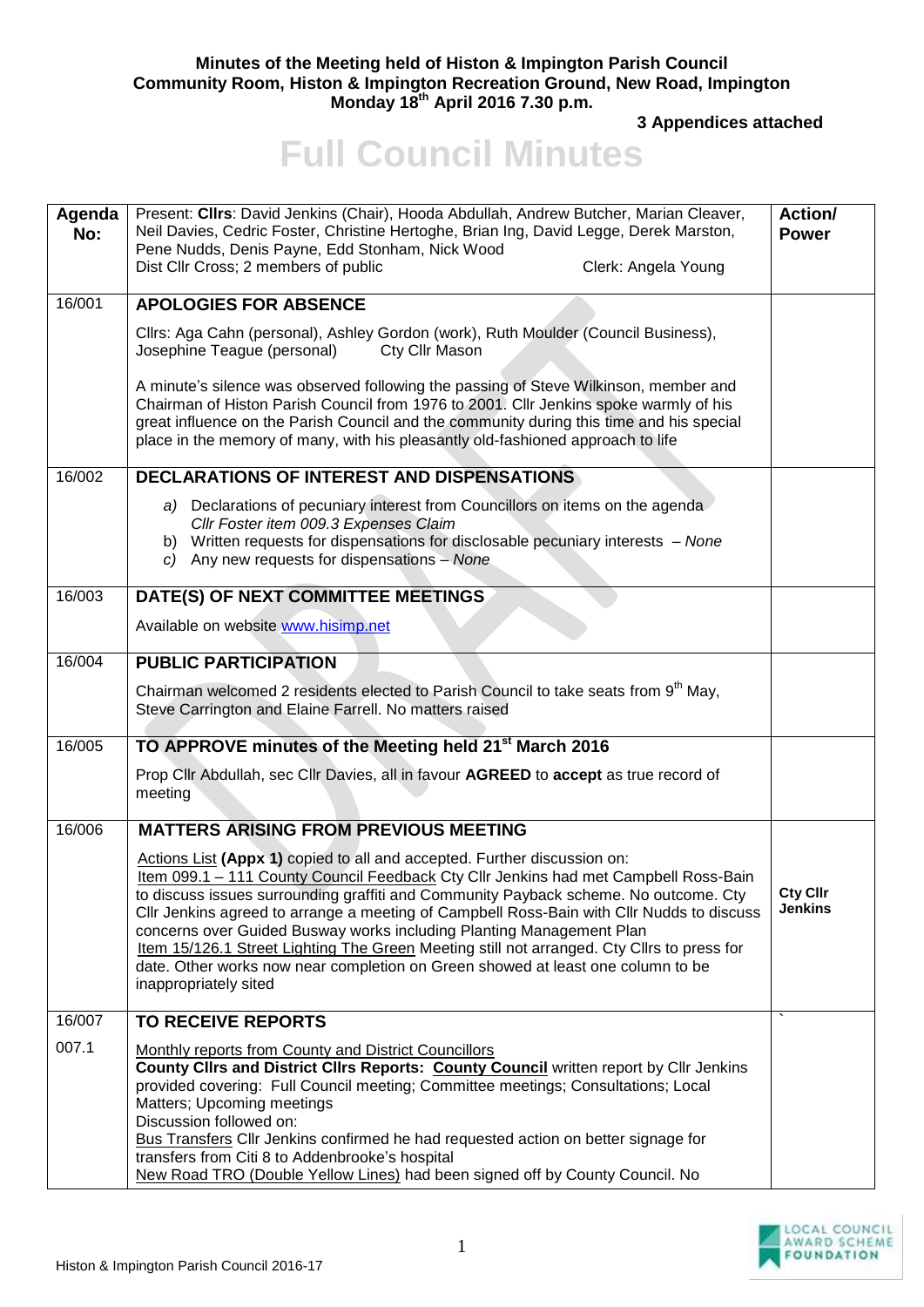**Minutes of the Meeting held of Histon & Impington Parish Council**
**Community Room, Histon & Impington Recreation Ground, New Road, Impington**
**Monday 18th April 2016 7.30 p.m.**

**3 Appendices attached**

# Full Council Minutes

| Agenda No: | Present: **Cllrs**: David Jenkins (Chair), Hooda Abdullah, Andrew Butcher, Marian Cleaver, Neil Davies, Cedric Foster, Christine Hertoghe, Brian Ing, David Legge, Derek Marston, Pene Nudds, Denis Payne, Edd Stonham, Nick Wood<br>Dist Cllr Cross; 2 members of public Clerk: Angela Young | **Action/ Power** |
|---|---|---|
| 16/001 | **APOLOGIES FOR ABSENCE**<br><br>Cllrs: Aga Cahn (personal), Ashley Gordon (work), Ruth Moulder (Council Business), Josephine Teague (personal) Cty Cllr Mason<br><br>A minute's silence was observed following the passing of Steve Wilkinson, member and Chairman of Histon Parish Council from 1976 to 2001. Cllr Jenkins spoke warmly of his great influence on the Parish Council and the community during this time and his special place in the memory of many, with his pleasantly old-fashioned approach to life | |
| 16/002 | **DECLARATIONS OF INTEREST AND DISPENSATIONS**<br><br>a) Declarations of pecuniary interest from Councillors on items on the agenda *Cllr Foster item 009.3 Expenses Claim*<br>b) Written requests for dispensations for disclosable pecuniary interests – *None*<br>c) Any new requests for dispensations – *None* | |
| 16/003 | **DATE(S) OF NEXT COMMITTEE MEETINGS**<br><br>Available on website www.hisimp.net | |
| 16/004 | **PUBLIC PARTICIPATION**<br><br>Chairman welcomed 2 residents elected to Parish Council to take seats from 9th May, Steve Carrington and Elaine Farrell. No matters raised | |
| 16/005 | **TO APPROVE minutes of the Meeting held 21st March 2016**<br><br>Prop Cllr Abdullah, sec Cllr Davies, all in favour **AGREED** to **accept** as true record of meeting | |
| 16/006 | **MATTERS ARISING FROM PREVIOUS MEETING**<br><br>Actions List **(Appx 1)** copied to all and accepted. Further discussion on:<br>Item 099.1 – 111 County Council Feedback Cty Cllr Jenkins had met Campbell Ross-Bain to discuss issues surrounding graffiti and Community Payback scheme. No outcome. Cty Cllr Jenkins agreed to arrange a meeting of Campbell Ross-Bain with Cllr Nudds to discuss concerns over Guided Busway works including Planting Management Plan<br>Item 15/126.1 Street Lighting The Green Meeting still not arranged. Cty Cllrs to press for date. Other works now near completion on Green showed at least one column to be inappropriately sited | **Cty Cllr Jenkins** |
| 16/007 | **TO RECEIVE REPORTS** | ` |
| 007.1 | Monthly reports from County and District Councillors<br>**County Cllrs and District Cllrs Reports: County Council** written report by Cllr Jenkins provided covering: Full Council meeting; Committee meetings; Consultations; Local Matters; Upcoming meetings<br>Discussion followed on:<br>Bus Transfers Cllr Jenkins confirmed he had requested action on better signage for transfers from Citi 8 to Addenbrooke's hospital<br>New Road TRO (Double Yellow Lines) had been signed off by County Council. No | |

Histon & Impington Parish Council 2016-17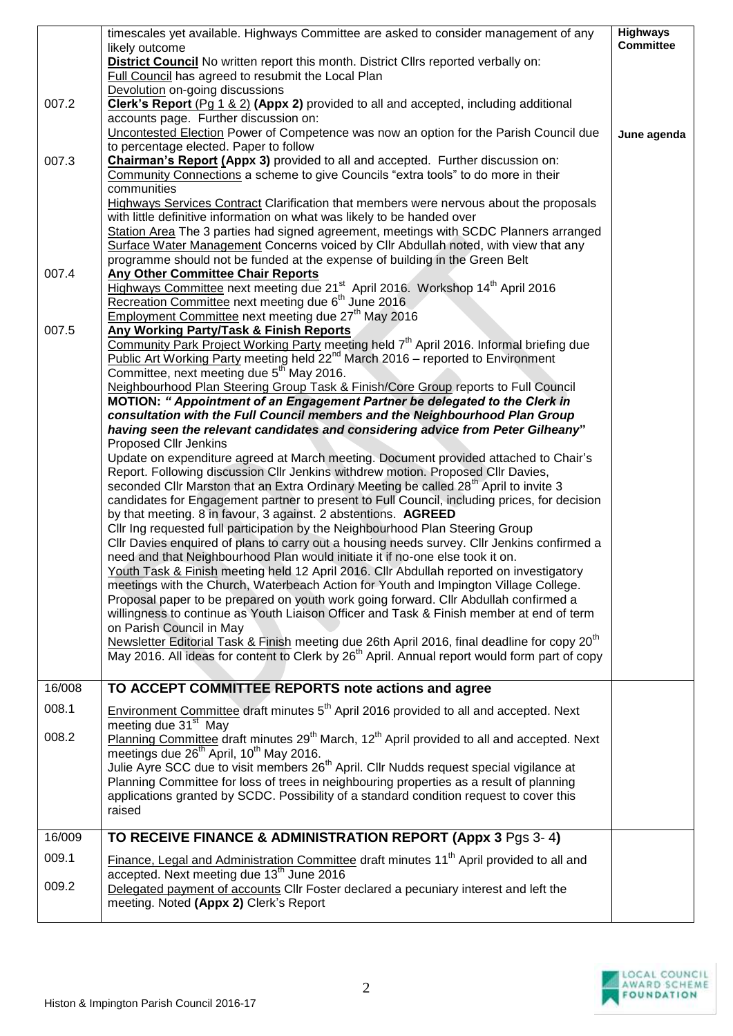| | | |
|---|---|---|
| | timescales yet available. Highways Committee are asked to consider management of any likely outcome | **Highways Committee** |
| | **District Council** No written report this month. District Cllrs reported verbally on: | |
| | Full Council has agreed to resubmit the Local Plan | |
| | Devolution on-going discussions | |
| 007.2 | **Clerk's Report** (Pg 1 & 2) **(Appx 2)** provided to all and accepted, including additional accounts page. Further discussion on: | |
| | Uncontested Election Power of Competence was now an option for the Parish Council due to percentage elected. Paper to follow | **June agenda** |
| 007.3 | **Chairman's Report (Appx 3)** provided to all and accepted. Further discussion on: | |
| | Community Connections a scheme to give Councils "extra tools" to do more in their communities | |
| | Highways Services Contract Clarification that members were nervous about the proposals with little definitive information on what was likely to be handed over | |
| | Station Area The 3 parties had signed agreement, meetings with SCDC Planners arranged | |
| | Surface Water Management Concerns voiced by Cllr Abdullah noted, with view that any programme should not be funded at the expense of building in the Green Belt | |
| 007.4 | **Any Other Committee Chair Reports** | |
| | Highways Committee next meeting due 21st April 2016. Workshop 14th April 2016 | |
| | Recreation Committee next meeting due 6th June 2016 | |
| | Employment Committee next meeting due 27th May 2016 | |
| 007.5 | **Any Working Party/Task & Finish Reports** | |
| | Community Park Project Working Party meeting held 7th April 2016. Informal briefing due | |
| | Public Art Working Party meeting held 22nd March 2016 – reported to Environment Committee, next meeting due 5th May 2016. | |
| | Neighbourhood Plan Steering Group Task & Finish/Core Group reports to Full Council | |
| | **MOTION: *" Appointment of an Engagement Partner be delegated to the Clerk in consultation with the Full Council members and the Neighbourhood Plan Group having seen the relevant candidates and considering advice from Peter Gilheany"*** | |
| | Proposed Cllr Jenkins | |
| | Update on expenditure agreed at March meeting. Document provided attached to Chair's Report. Following discussion Cllr Jenkins withdrew motion. Proposed Cllr Davies, seconded Cllr Marston that an Extra Ordinary Meeting be called 28th April to invite 3 candidates for Engagement partner to present to Full Council, including prices, for decision by that meeting. 8 in favour, 3 against. 2 abstentions. **AGREED** | |
| | Cllr Ing requested full participation by the Neighbourhood Plan Steering Group | |
| | Cllr Davies enquired of plans to carry out a housing needs survey. Cllr Jenkins confirmed a need and that Neighbourhood Plan would initiate it if no-one else took it on. | |
| | Youth Task & Finish meeting held 12 April 2016. Cllr Abdullah reported on investigatory meetings with the Church, Waterbeach Action for Youth and Impington Village College. Proposal paper to be prepared on youth work going forward. Cllr Abdullah confirmed a willingness to continue as Youth Liaison Officer and Task & Finish member at end of term on Parish Council in May | |
| | Newsletter Editorial Task & Finish meeting due 26th April 2016, final deadline for copy 20th May 2016. All ideas for content to Clerk by 26th April. Annual report would form part of copy | |
| 16/008 | **TO ACCEPT COMMITTEE REPORTS note actions and agree** | |
| 008.1 | Environment Committee draft minutes 5th April 2016 provided to all and accepted. Next meeting due 31st May | |
| 008.2 | Planning Committee draft minutes 29th March, 12th April provided to all and accepted. Next meetings due 26th April, 10th May 2016. | |
| | Julie Ayre SCC due to visit members 26th April. Cllr Nudds request special vigilance at Planning Committee for loss of trees in neighbouring properties as a result of planning applications granted by SCDC. Possibility of a standard condition request to cover this raised | |
| 16/009 | **TO RECEIVE FINANCE & ADMINISTRATION REPORT (Appx 3** Pgs 3- 4**)** | |
| 009.1 | Finance, Legal and Administration Committee draft minutes 11th April provided to all and accepted. Next meeting due 13th June 2016 | |
| 009.2 | Delegated payment of accounts Cllr Foster declared a pecuniary interest and left the meeting. Noted **(Appx 2)** Clerk's Report | |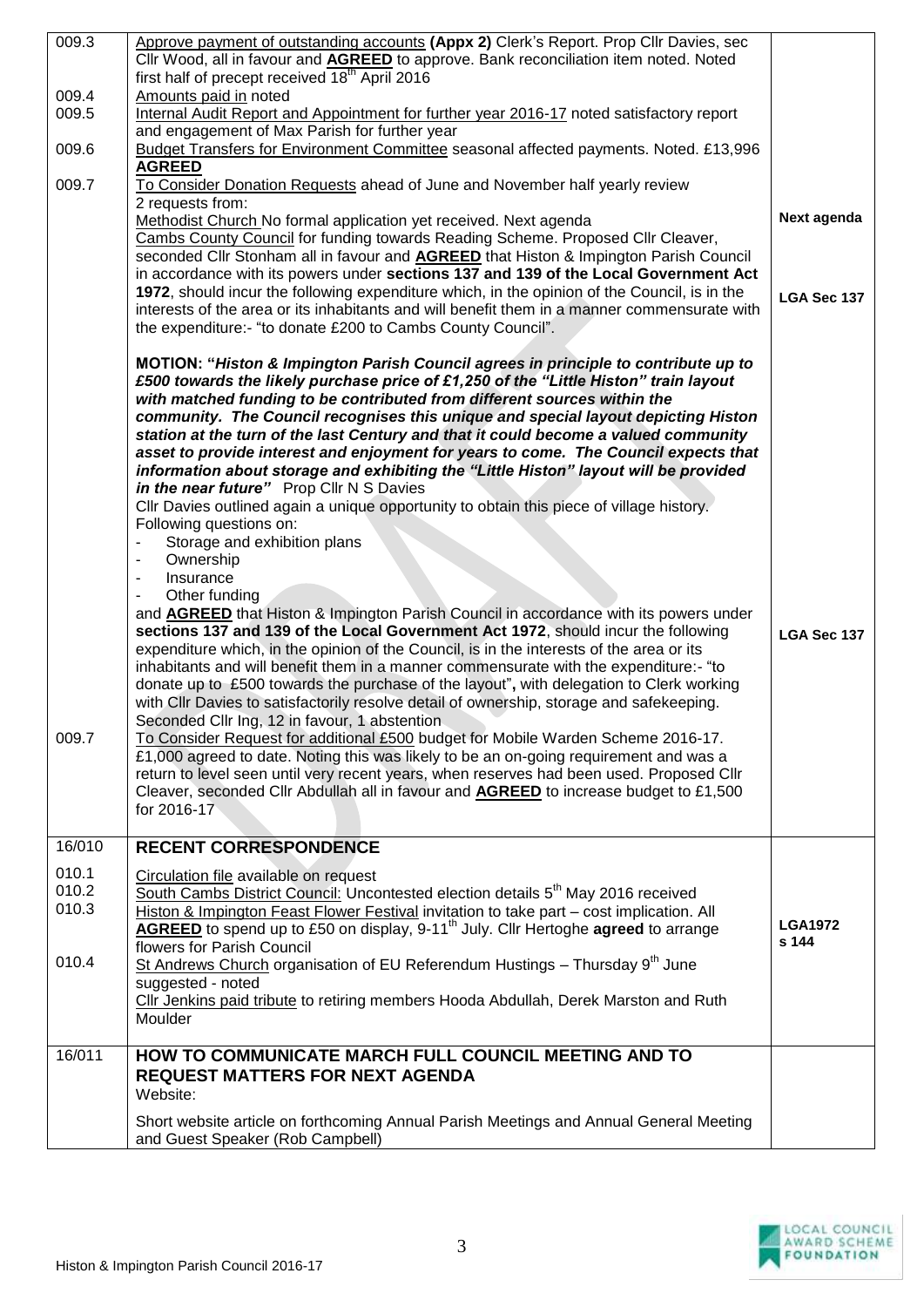| | | |
|---|---|---|
| 009.3 | Approve payment of outstanding accounts **(Appx 2)** Clerk's Report. Prop Cllr Davies, sec Cllr Wood, all in favour and **AGREED** to approve. Bank reconciliation item noted. Noted first half of precept received 18th April 2016 | |
| 009.4 | Amounts paid in noted | |
| 009.5 | Internal Audit Report and Appointment for further year 2016-17 noted satisfactory report and engagement of Max Parish for further year | |
| 009.6 | Budget Transfers for Environment Committee seasonal affected payments. Noted. £13,996 **AGREED** | |
| 009.7 | To Consider Donation Requests ahead of June and November half yearly review<br>2 requests from:<br>Methodist Church No formal application yet received. Next agenda<br>Cambs County Council for funding towards Reading Scheme. Proposed Cllr Cleaver, seconded Cllr Stonham all in favour and **AGREED** that Histon & Impington Parish Council in accordance with its powers under **sections 137 and 139 of the Local Government Act 1972**, should incur the following expenditure which, in the opinion of the Council, is in the interests of the area or its inhabitants and will benefit them in a manner commensurate with the expenditure:- "to donate £200 to Cambs County Council".<br><br>**MOTION: "*Histon & Impington Parish Council agrees in principle to contribute up to £500 towards the likely purchase price of £1,250 of the "Little Histon" train layout with matched funding to be contributed from different sources within the community. The Council recognises this unique and special layout depicting Histon station at the turn of the last Century and that it could become a valued community asset to provide interest and enjoyment for years to come. The Council expects that information about storage and exhibiting the "Little Histon" layout will be provided in the near future"*** Prop Cllr N S Davies<br>Cllr Davies outlined again a unique opportunity to obtain this piece of village history.<br>Following questions on:<br>- Storage and exhibition plans<br>- Ownership<br>- Insurance<br>- Other funding<br>and **AGREED** that Histon & Impington Parish Council in accordance with its powers under **sections 137 and 139 of the Local Government Act 1972**, should incur the following expenditure which, in the opinion of the Council, is in the interests of the area or its inhabitants and will benefit them in a manner commensurate with the expenditure:- "to donate up to £500 towards the purchase of the layout"**,** with delegation to Clerk working with Cllr Davies to satisfactorily resolve detail of ownership, storage and safekeeping.<br>Seconded Cllr Ing, 12 in favour, 1 abstention | **Next agenda**<br><br>**LGA Sec 137**<br><br>**LGA Sec 137** |
| 009.7 | To Consider Request for additional £500 budget for Mobile Warden Scheme 2016-17.<br>£1,000 agreed to date. Noting this was likely to be an on-going requirement and was a return to level seen until very recent years, when reserves had been used. Proposed Cllr Cleaver, seconded Cllr Abdullah all in favour and **AGREED** to increase budget to £1,500 for 2016-17 | |
| 16/010 | **RECENT CORRESPONDENCE** | |
| 010.1 | Circulation file available on request | |
| 010.2 | South Cambs District Council: Uncontested election details 5th May 2016 received | |
| 010.3 | Histon & Impington Feast Flower Festival invitation to take part – cost implication. All **AGREED** to spend up to £50 on display, 9-11th July. Cllr Hertoghe **agreed** to arrange flowers for Parish Council | **LGA1972 s 144** |
| 010.4 | St Andrews Church organisation of EU Referendum Hustings – Thursday 9th June suggested - noted<br>Cllr Jenkins paid tribute to retiring members Hooda Abdullah, Derek Marston and Ruth Moulder | |
| 16/011 | **HOW TO COMMUNICATE MARCH FULL COUNCIL MEETING AND TO REQUEST MATTERS FOR NEXT AGENDA**<br>Website:<br><br>Short website article on forthcoming Annual Parish Meetings and Annual General Meeting and Guest Speaker (Rob Campbell) | |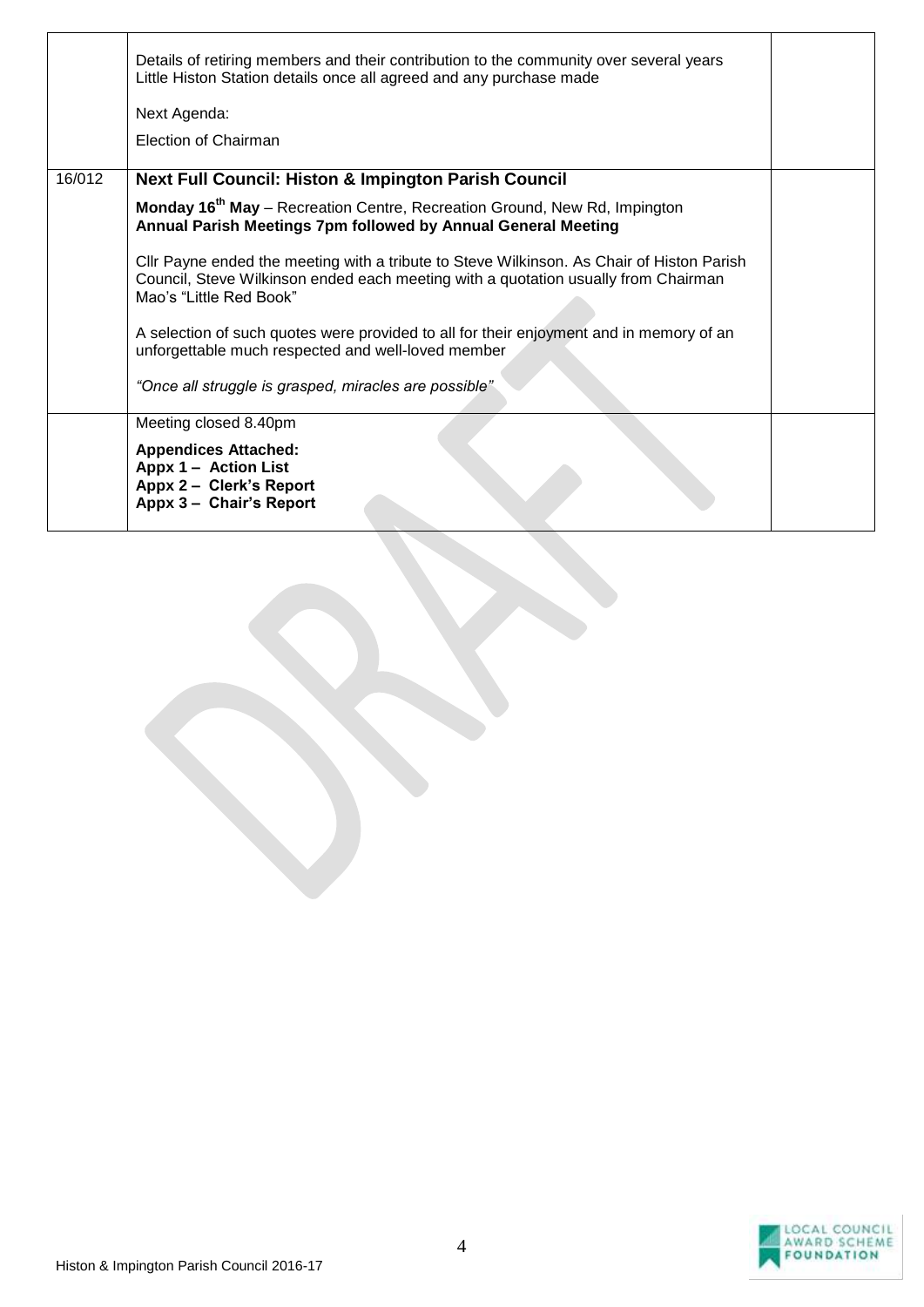| | | |
|---|---|---|
| | Details of retiring members and their contribution to the community over several years<br>Little Histon Station details once all agreed and any purchase made<br><br>Next Agenda:<br><br>Election of Chairman | |
| 16/012 | **Next Full Council: Histon & Impington Parish Council**<br><br>**Monday 16th May** – Recreation Centre, Recreation Ground, New Rd, Impington<br>**Annual Parish Meetings 7pm followed by Annual General Meeting**<br><br>Cllr Payne ended the meeting with a tribute to Steve Wilkinson. As Chair of Histon Parish Council, Steve Wilkinson ended each meeting with a quotation usually from Chairman Mao's "Little Red Book"<br><br>A selection of such quotes were provided to all for their enjoyment and in memory of an unforgettable much respected and well-loved member<br><br>*"Once all struggle is grasped, miracles are possible"* | |
| | Meeting closed 8.40pm<br><br>**Appendices Attached:**<br>**Appx 1 – Action List**<br>**Appx 2 – Clerk's Report**<br>**Appx 3 – Chair's Report** | |